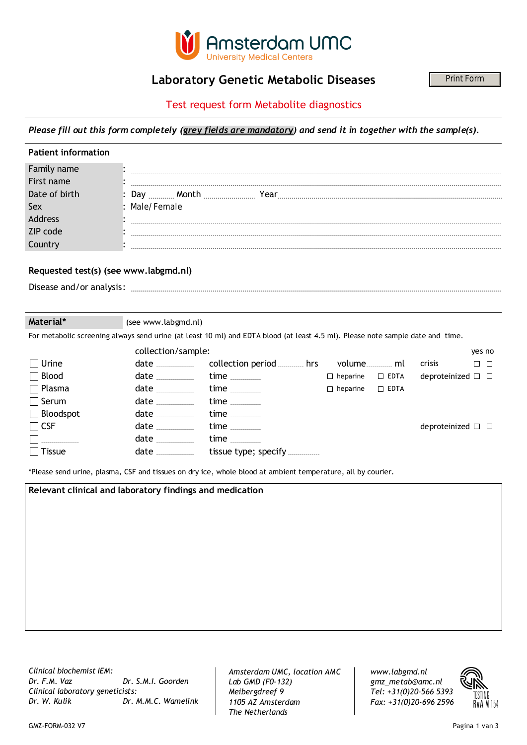Amsterdam UMC
University Medical Centers

# Laboratory Genetic Metabolic Diseases

Print Form

## Test request form Metabolite diagnostics

*Please fill out this form completely (grey fields are mandatory) and send it in together with the sample(s).*

### Patient information

| | |
|---|---|
| Family name | : ............................................................ |
| First name | : ............................................................ |
| Date of birth | : Day .......... Month .................. Year ............................ |
| Sex | : Male/Female |
| Address | : ............................................................ |
| ZIP code | : ............................................................ |
| Country | : ............................................................ |

### Requested test(s) (see www.labgmd.nl)

Disease and/or analysis: ............................................................

### Material* (see www.labgmd.nl)

For metabolic screening always send urine (at least 10 ml) and EDTA blood (at least 4.5 ml). Please note sample date and time.

| | collection/sample: | | | | | yes | no |
|---|---|---|---|---|---|---|---|
| ☐ Urine | date .............. | collection period .......... hrs | volume .......... ml | | crisis | ☐ | ☐ |
| ☐ Blood | date .............. | time .............. | ☐ heparine | ☐ EDTA | deproteinized | ☐ | ☐ |
| ☐ Plasma | date .............. | time .............. | ☐ heparine | ☐ EDTA | | | |
| ☐ Serum | date .............. | time .............. | | | | | |
| ☐ Bloodspot | date .............. | time .............. | | | | | |
| ☐ CSF | date .............. | time .............. | | | deproteinized | ☐ | ☐ |
| ☐ .............. | date .............. | time .............. | | | | | |
| ☐ Tissue | date .............. | tissue type; specify .............. | | | | | |

*Please send urine, plasma, CSF and tissues on dry ice, whole blood at ambient temperature, all by courier.

### Relevant clinical and laboratory findings and medication

*Clinical biochemist IEM:*
*Dr. F.M. Vaz* *Dr. S.M.I. Goorden*
*Clinical laboratory geneticists:*
*Dr. W. Kulik* *Dr. M.M.C. Wamelink*

*Amsterdam UMC, location AMC*
*Lab GMD (F0-132)*
*Meibergdreef 9*
*1105 AZ Amsterdam*
*The Netherlands*

*www.labgmd.nl*
*gmz_metab@amc.nl*
*Tel: +31(0)20-566 5393*
*Fax: +31(0)20-696 2596*

TESTING RvA M 154

GMZ-FORM-032 V7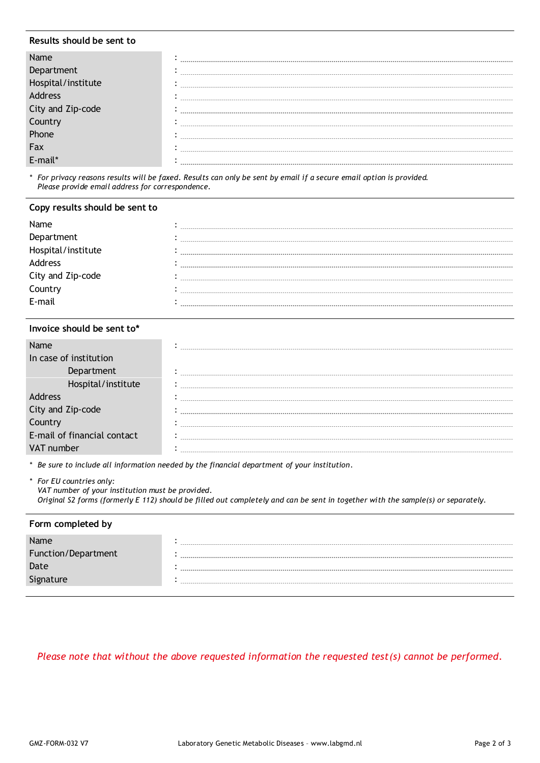## Results should be sent to

| | |
|---|---|
| Name | : |
| Department | : |
| Hospital/institute | : |
| Address | : |
| City and Zip-code | : |
| Country | : |
| Phone | : |
| Fax | : |
| E-mail* | : |

\* *For privacy reasons results will be faxed. Results can only be sent by email if a secure email option is provided. Please provide email address for correspondence.*

## Copy results should be sent to

| | |
|---|---|
| Name | : |
| Department | : |
| Hospital/institute | : |
| Address | : |
| City and Zip-code | : |
| Country | : |
| E-mail | : |

## Invoice should be sent to*

| | |
|---|---|
| Name | : |
| In case of institution | |
| Department | : |
| Hospital/institute | : |
| Address | : |
| City and Zip-code | : |
| Country | : |
| E-mail of financial contact | : |
| VAT number | : |

\* *Be sure to include all information needed by the financial department of your institution.*

\* *For EU countries only:*
*VAT number of your institution must be provided.*
*Original S2 forms (formerly E 112) should be filled out completely and can be sent in together with the sample(s) or separately.*

## Form completed by

| | |
|---|---|
| Name | : |
| Function/Department | : |
| Date | : |
| Signature | : |

*Please note that without the above requested information the requested test(s) cannot be performed.*

GMZ-FORM-032 V7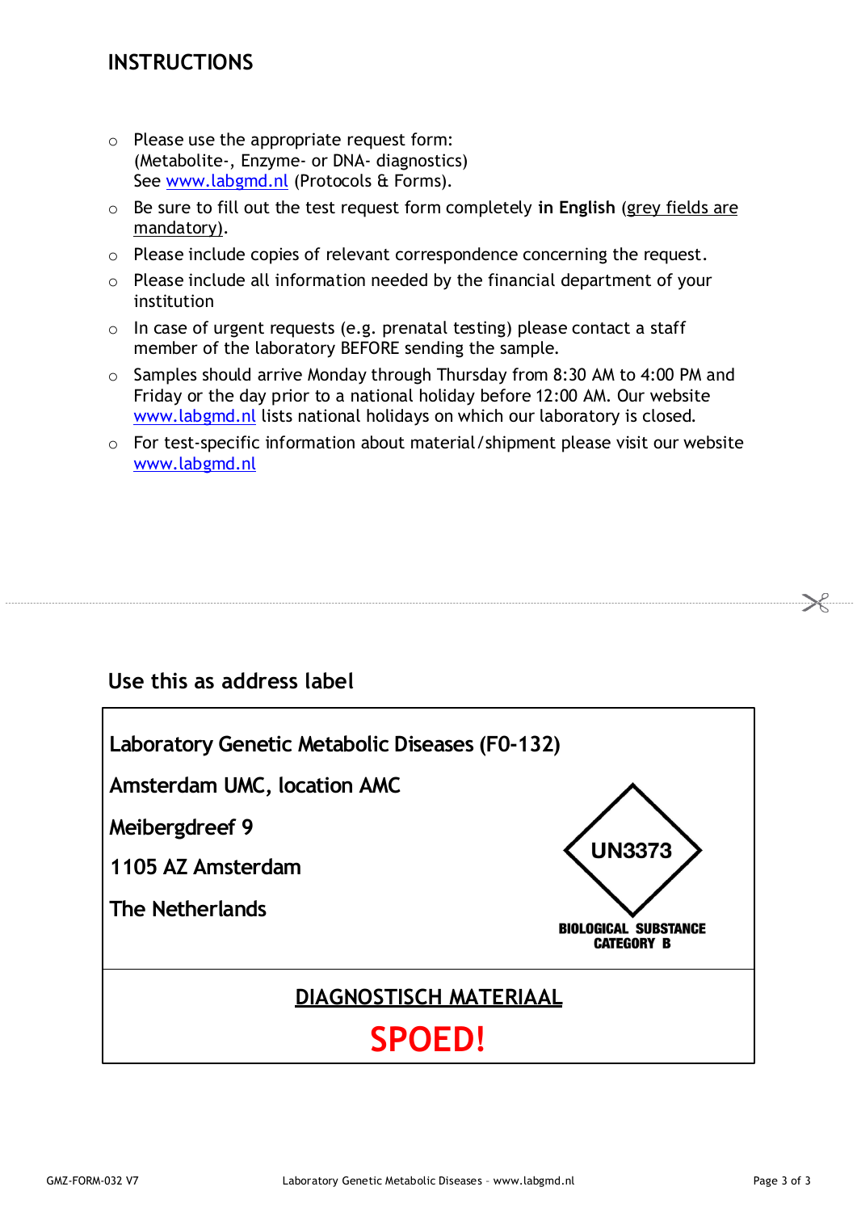## INSTRUCTIONS

- Please use the appropriate request form:
  (Metabolite-, Enzyme- or DNA- diagnostics)
  See www.labgmd.nl (Protocols & Forms).
- Be sure to fill out the test request form completely **in English** (grey fields are mandatory).
- Please include copies of relevant correspondence concerning the request.
- Please include all information needed by the financial department of your institution
- In case of urgent requests (e.g. prenatal testing) please contact a staff member of the laboratory BEFORE sending the sample.
- Samples should arrive Monday through Thursday from 8:30 AM to 4:00 PM and Friday or the day prior to a national holiday before 12:00 AM. Our website www.labgmd.nl lists national holidays on which our laboratory is closed.
- For test-specific information about material/shipment please visit our website www.labgmd.nl

## Use this as address label

**Laboratory Genetic Metabolic Diseases (F0-132)**

**Amsterdam UMC, location AMC**

**Meibergdreef 9**

**1105 AZ Amsterdam**

**The Netherlands**

**UN3373**

**BIOLOGICAL SUBSTANCE CATEGORY B**

**DIAGNOSTISCH MATERIAAL**

**SPOED!**